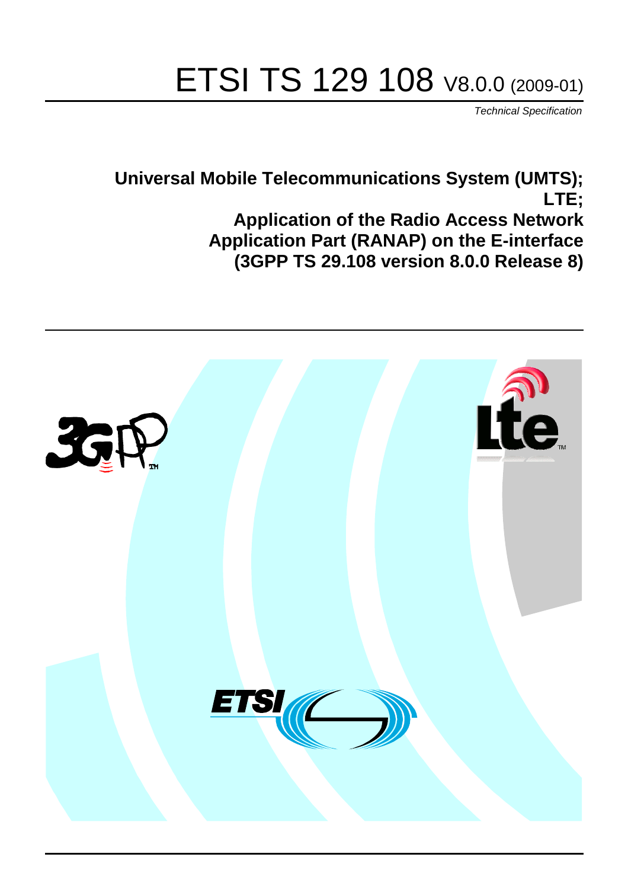# ETSI TS 129 108 V8.0.0 (2009-01)

*Technical Specification*

**Universal Mobile Telecommunications System (UMTS);**
**LTE;**
**Application of the Radio Access Network Application Part (RANAP) on the E-interface**
**(3GPP TS 29.108 version 8.0.0 Release 8)**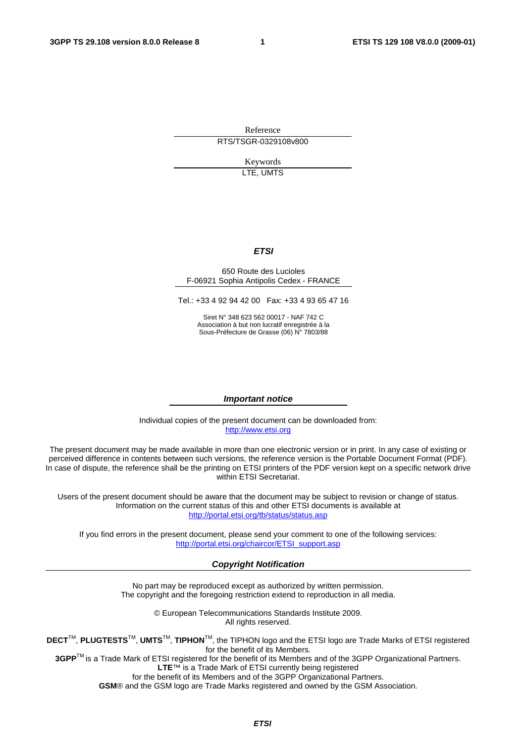Reference

RTS/TSGR-0329108v800

Keywords

LTE, UMTS

***ETSI***

650 Route des Lucioles
F-06921 Sophia Antipolis Cedex - FRANCE

Tel.: +33 4 92 94 42 00 Fax: +33 4 93 65 47 16

Siret N° 348 623 562 00017 - NAF 742 C
Association à but non lucratif enregistrée à la
Sous-Préfecture de Grasse (06) N° 7803/88

***Important notice***

Individual copies of the present document can be downloaded from:
http://www.etsi.org

The present document may be made available in more than one electronic version or in print. In any case of existing or perceived difference in contents between such versions, the reference version is the Portable Document Format (PDF). In case of dispute, the reference shall be the printing on ETSI printers of the PDF version kept on a specific network drive within ETSI Secretariat.

Users of the present document should be aware that the document may be subject to revision or change of status. Information on the current status of this and other ETSI documents is available at
http://portal.etsi.org/tb/status/status.asp

If you find errors in the present document, please send your comment to one of the following services:
http://portal.etsi.org/chaircor/ETSI_support.asp

***Copyright Notification***

No part may be reproduced except as authorized by written permission.
The copyright and the foregoing restriction extend to reproduction in all media.

© European Telecommunications Standards Institute 2009.
All rights reserved.

**DECT**™, **PLUGTESTS**™, **UMTS**™, **TIPHON**™, the TIPHON logo and the ETSI logo are Trade Marks of ETSI registered for the benefit of its Members.
**3GPP**™ is a Trade Mark of ETSI registered for the benefit of its Members and of the 3GPP Organizational Partners.
**LTE**™ is a Trade Mark of ETSI currently being registered
for the benefit of its Members and of the 3GPP Organizational Partners.
**GSM**® and the GSM logo are Trade Marks registered and owned by the GSM Association.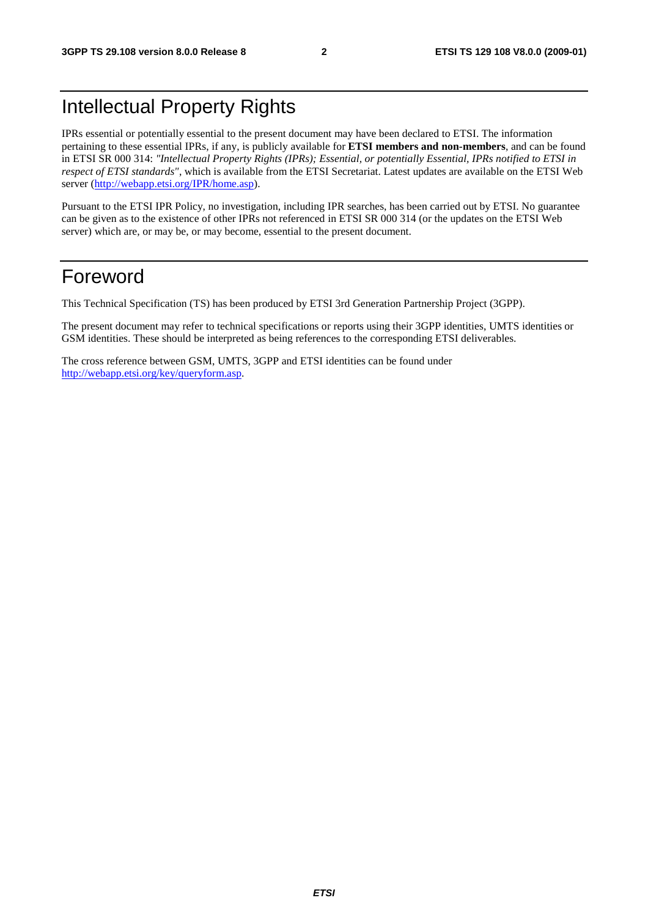# Intellectual Property Rights

IPRs essential or potentially essential to the present document may have been declared to ETSI. The information pertaining to these essential IPRs, if any, is publicly available for **ETSI members and non-members**, and can be found in ETSI SR 000 314: *"Intellectual Property Rights (IPRs); Essential, or potentially Essential, IPRs notified to ETSI in respect of ETSI standards"*, which is available from the ETSI Secretariat. Latest updates are available on the ETSI Web server (http://webapp.etsi.org/IPR/home.asp).

Pursuant to the ETSI IPR Policy, no investigation, including IPR searches, has been carried out by ETSI. No guarantee can be given as to the existence of other IPRs not referenced in ETSI SR 000 314 (or the updates on the ETSI Web server) which are, or may be, or may become, essential to the present document.

# Foreword

This Technical Specification (TS) has been produced by ETSI 3rd Generation Partnership Project (3GPP).

The present document may refer to technical specifications or reports using their 3GPP identities, UMTS identities or GSM identities. These should be interpreted as being references to the corresponding ETSI deliverables.

The cross reference between GSM, UMTS, 3GPP and ETSI identities can be found under http://webapp.etsi.org/key/queryform.asp.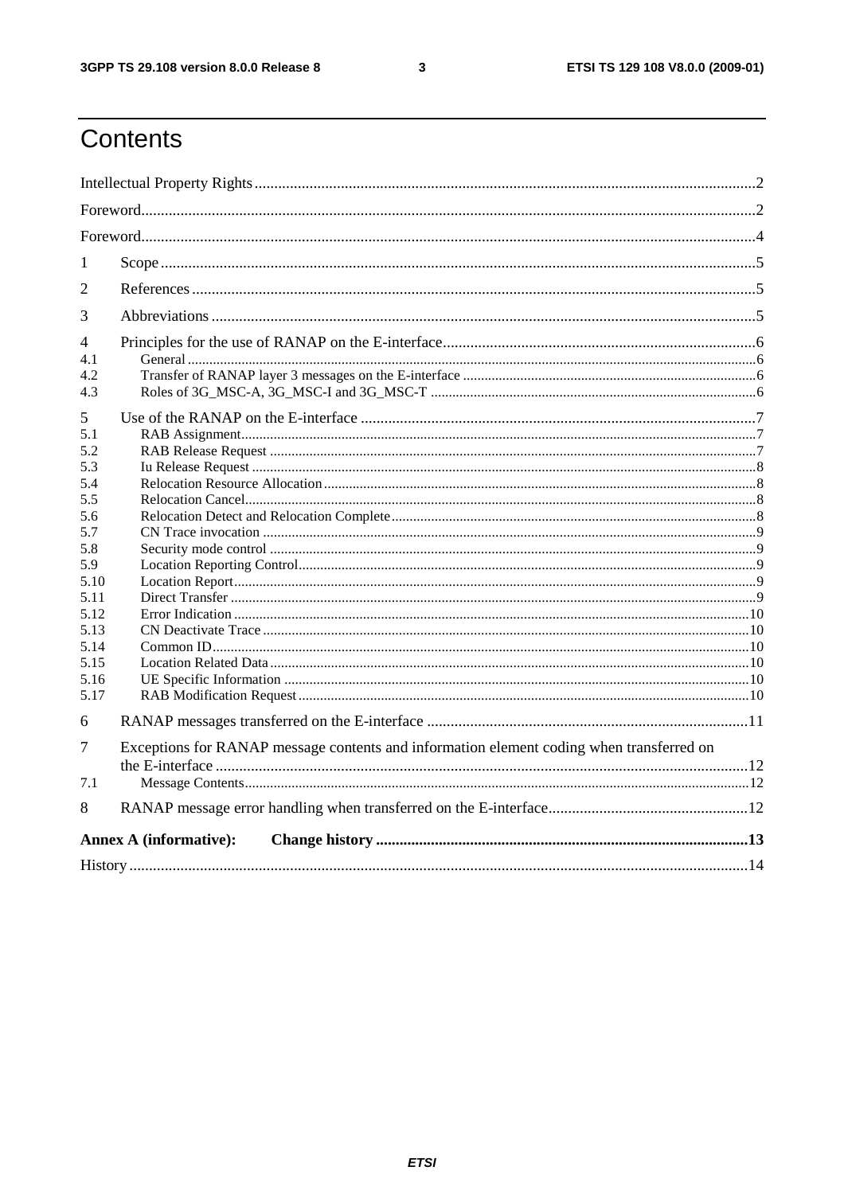# Contents

Intellectual Property Rights ........................................................................................................................2

Foreword.....................................................................................................................................................2

Foreword.....................................................................................................................................................4

1 Scope .......................................................................................................................................................5

2 References ...............................................................................................................................................5

3 Abbreviations ..........................................................................................................................................5

4 Principles for the use of RANAP on the E-interface...............................................................................6

4.1 General ..................................................................................................................................................6

4.2 Transfer of RANAP layer 3 messages on the E-interface .....................................................................6

4.3 Roles of 3G_MSC-A, 3G_MSC-I and 3G_MSC-T ..............................................................................6

5 Use of the RANAP on the E-interface .....................................................................................................7

5.1 RAB Assignment...................................................................................................................................7

5.2 RAB Release Request ...........................................................................................................................7

5.3 Iu Release Request ................................................................................................................................8

5.4 Relocation Resource Allocation............................................................................................................8

5.5 Relocation Cancel..................................................................................................................................8

5.6 Relocation Detect and Relocation Complete.........................................................................................8

5.7 CN Trace invocation .............................................................................................................................9

5.8 Security mode control ...........................................................................................................................9

5.9 Location Reporting Control...................................................................................................................9

5.10 Location Report....................................................................................................................................9

5.11 Direct Transfer .....................................................................................................................................9

5.12 Error Indication ..................................................................................................................................10

5.13 CN Deactivate Trace ..........................................................................................................................10

5.14 Common ID........................................................................................................................................10

5.15 Location Related Data........................................................................................................................10

5.16 UE Specific Information ....................................................................................................................10

5.17 RAB Modification Request................................................................................................................10

6 RANAP messages transferred on the E-interface ..................................................................................11

7 Exceptions for RANAP message contents and information element coding when transferred on the E-interface ..........................................................................................................................................12

7.1 Message Contents................................................................................................................................12

8 RANAP message error handling when transferred on the E-interface...................................................12

**Annex A (informative): Change history** ..............................................................................................13

History .......................................................................................................................................................14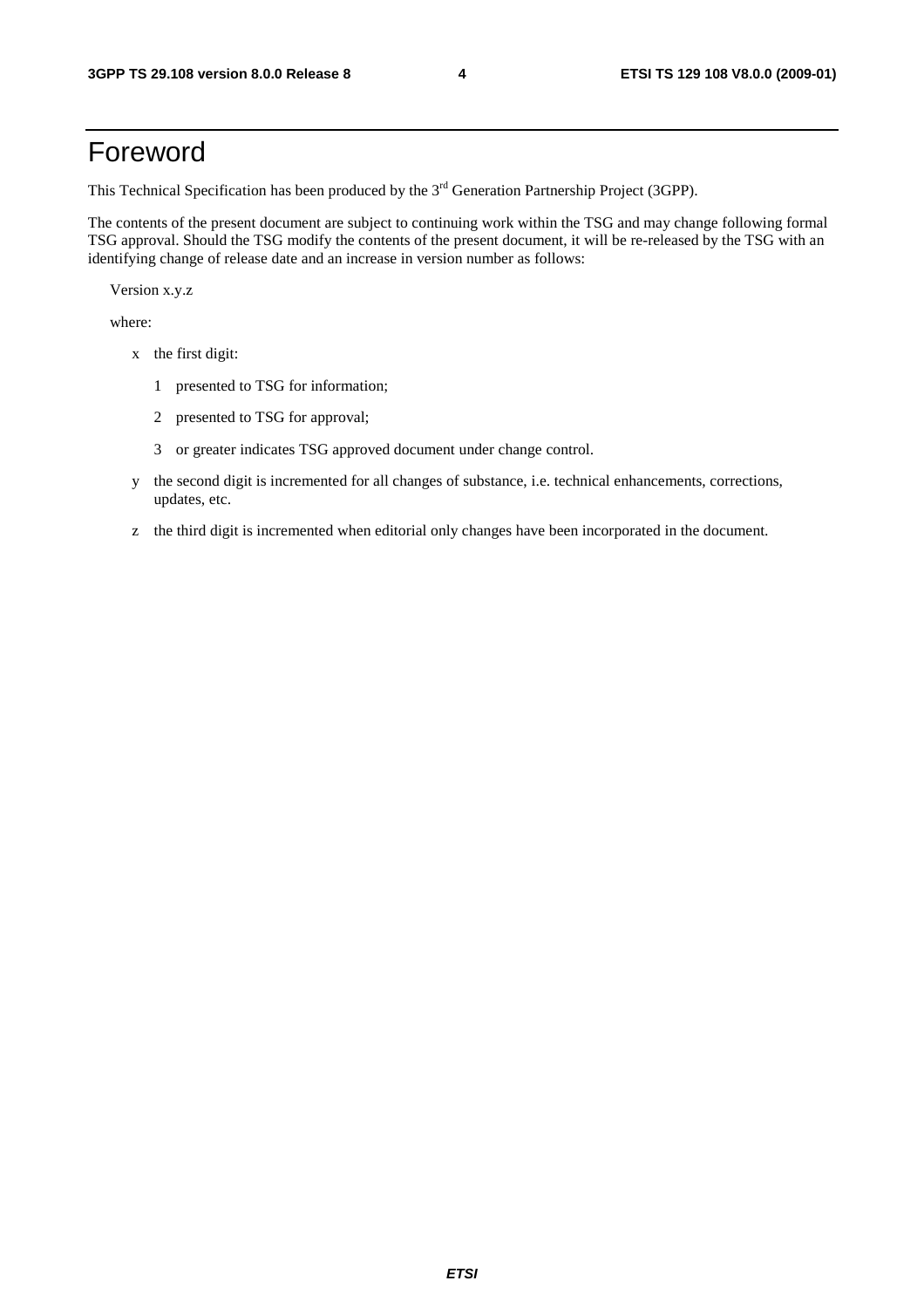# Foreword

This Technical Specification has been produced by the 3rd Generation Partnership Project (3GPP).

The contents of the present document are subject to continuing work within the TSG and may change following formal TSG approval. Should the TSG modify the contents of the present document, it will be re-released by the TSG with an identifying change of release date and an increase in version number as follows:

Version x.y.z

where:

- x the first digit:
  - 1 presented to TSG for information;
  - 2 presented to TSG for approval;
  - 3 or greater indicates TSG approved document under change control.
- y the second digit is incremented for all changes of substance, i.e. technical enhancements, corrections, updates, etc.
- z the third digit is incremented when editorial only changes have been incorporated in the document.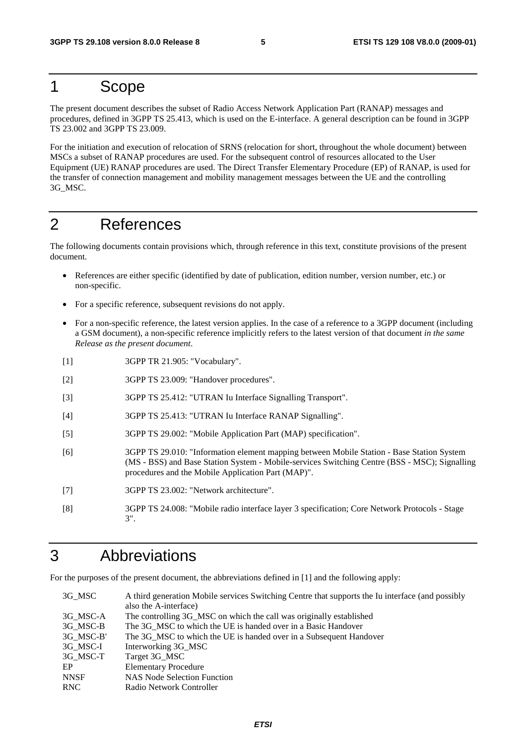# 1 Scope

The present document describes the subset of Radio Access Network Application Part (RANAP) messages and procedures, defined in 3GPP TS 25.413, which is used on the E-interface. A general description can be found in 3GPP TS 23.002 and 3GPP TS 23.009.

For the initiation and execution of relocation of SRNS (relocation for short, throughout the whole document) between MSCs a subset of RANAP procedures are used. For the subsequent control of resources allocated to the User Equipment (UE) RANAP procedures are used. The Direct Transfer Elementary Procedure (EP) of RANAP, is used for the transfer of connection management and mobility management messages between the UE and the controlling 3G_MSC.

# 2 References

The following documents contain provisions which, through reference in this text, constitute provisions of the present document.

- References are either specific (identified by date of publication, edition number, version number, etc.) or non-specific.
- For a specific reference, subsequent revisions do not apply.
- For a non-specific reference, the latest version applies. In the case of a reference to a 3GPP document (including a GSM document), a non-specific reference implicitly refers to the latest version of that document *in the same Release as the present document*.

[1] 3GPP TR 21.905: "Vocabulary".

[2] 3GPP TS 23.009: "Handover procedures".

[3] 3GPP TS 25.412: "UTRAN Iu Interface Signalling Transport".

[4] 3GPP TS 25.413: "UTRAN Iu Interface RANAP Signalling".

[5] 3GPP TS 29.002: "Mobile Application Part (MAP) specification".

[6] 3GPP TS 29.010: "Information element mapping between Mobile Station - Base Station System (MS - BSS) and Base Station System - Mobile-services Switching Centre (BSS - MSC); Signalling procedures and the Mobile Application Part (MAP)".

[7] 3GPP TS 23.002: "Network architecture".

[8] 3GPP TS 24.008: "Mobile radio interface layer 3 specification; Core Network Protocols - Stage 3".

# 3 Abbreviations

For the purposes of the present document, the abbreviations defined in [1] and the following apply:

| | |
|---|---|
| 3G_MSC | A third generation Mobile services Switching Centre that supports the Iu interface (and possibly also the A-interface) |
| 3G_MSC-A | The controlling 3G_MSC on which the call was originally established |
| 3G_MSC-B | The 3G_MSC to which the UE is handed over in a Basic Handover |
| 3G_MSC-B' | The 3G_MSC to which the UE is handed over in a Subsequent Handover |
| 3G_MSC-I | Interworking 3G_MSC |
| 3G_MSC-T | Target 3G_MSC |
| EP | Elementary Procedure |
| NNSF | NAS Node Selection Function |
| RNC | Radio Network Controller |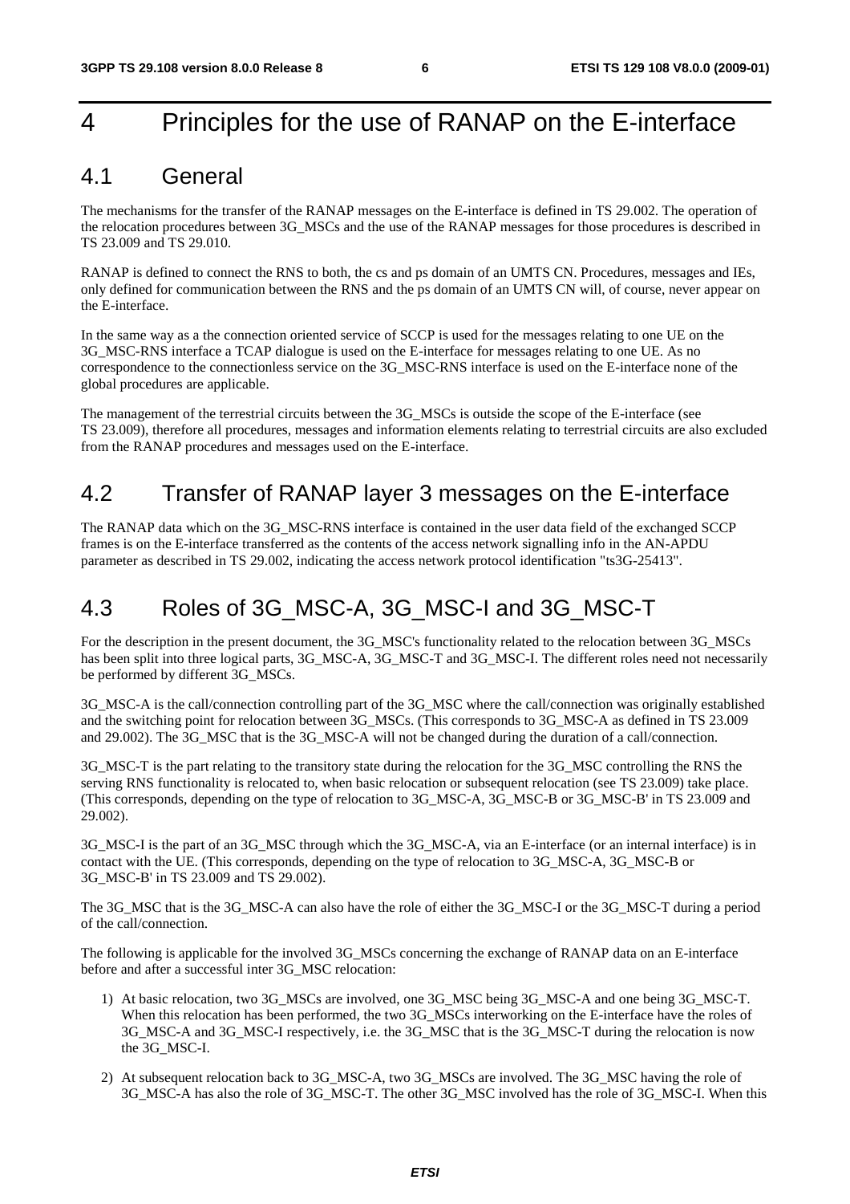# 4 Principles for the use of RANAP on the E-interface

## 4.1 General

The mechanisms for the transfer of the RANAP messages on the E-interface is defined in TS 29.002. The operation of the relocation procedures between 3G_MSCs and the use of the RANAP messages for those procedures is described in TS 23.009 and TS 29.010.

RANAP is defined to connect the RNS to both, the cs and ps domain of an UMTS CN. Procedures, messages and IEs, only defined for communication between the RNS and the ps domain of an UMTS CN will, of course, never appear on the E-interface.

In the same way as a the connection oriented service of SCCP is used for the messages relating to one UE on the 3G_MSC-RNS interface a TCAP dialogue is used on the E-interface for messages relating to one UE. As no correspondence to the connectionless service on the 3G_MSC-RNS interface is used on the E-interface none of the global procedures are applicable.

The management of the terrestrial circuits between the 3G_MSCs is outside the scope of the E-interface (see TS 23.009), therefore all procedures, messages and information elements relating to terrestrial circuits are also excluded from the RANAP procedures and messages used on the E-interface.

## 4.2 Transfer of RANAP layer 3 messages on the E-interface

The RANAP data which on the 3G_MSC-RNS interface is contained in the user data field of the exchanged SCCP frames is on the E-interface transferred as the contents of the access network signalling info in the AN-APDU parameter as described in TS 29.002, indicating the access network protocol identification "ts3G-25413".

## 4.3 Roles of 3G_MSC-A, 3G_MSC-I and 3G_MSC-T

For the description in the present document, the 3G_MSC's functionality related to the relocation between 3G_MSCs has been split into three logical parts, 3G_MSC-A, 3G_MSC-T and 3G_MSC-I. The different roles need not necessarily be performed by different 3G_MSCs.

3G_MSC-A is the call/connection controlling part of the 3G_MSC where the call/connection was originally established and the switching point for relocation between 3G_MSCs. (This corresponds to 3G_MSC-A as defined in TS 23.009 and 29.002). The 3G_MSC that is the 3G_MSC-A will not be changed during the duration of a call/connection.

3G_MSC-T is the part relating to the transitory state during the relocation for the 3G_MSC controlling the RNS the serving RNS functionality is relocated to, when basic relocation or subsequent relocation (see TS 23.009) take place. (This corresponds, depending on the type of relocation to 3G_MSC-A, 3G_MSC-B or 3G_MSC-B' in TS 23.009 and 29.002).

3G_MSC-I is the part of an 3G_MSC through which the 3G_MSC-A, via an E-interface (or an internal interface) is in contact with the UE. (This corresponds, depending on the type of relocation to 3G_MSC-A, 3G_MSC-B or 3G_MSC-B' in TS 23.009 and TS 29.002).

The 3G_MSC that is the 3G_MSC-A can also have the role of either the 3G_MSC-I or the 3G_MSC-T during a period of the call/connection.

The following is applicable for the involved 3G_MSCs concerning the exchange of RANAP data on an E-interface before and after a successful inter 3G_MSC relocation:

1) At basic relocation, two 3G_MSCs are involved, one 3G_MSC being 3G_MSC-A and one being 3G_MSC-T. When this relocation has been performed, the two 3G_MSCs interworking on the E-interface have the roles of 3G_MSC-A and 3G_MSC-I respectively, i.e. the 3G_MSC that is the 3G_MSC-T during the relocation is now the 3G_MSC-I.

2) At subsequent relocation back to 3G_MSC-A, two 3G_MSCs are involved. The 3G_MSC having the role of 3G_MSC-A has also the role of 3G_MSC-T. The other 3G_MSC involved has the role of 3G_MSC-I. When this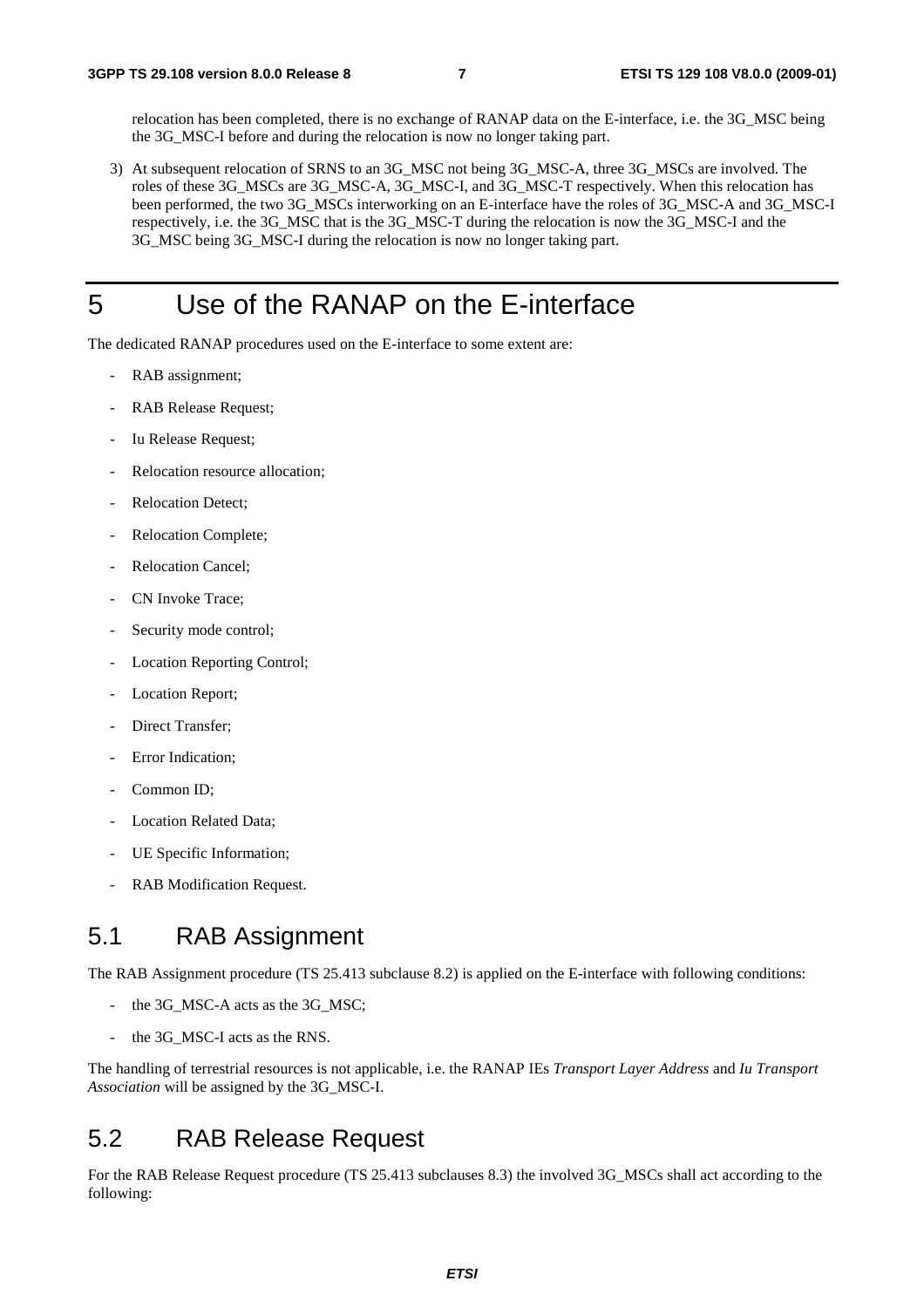relocation has been completed, there is no exchange of RANAP data on the E-interface, i.e. the 3G_MSC being the 3G_MSC-I before and during the relocation is now no longer taking part.

3) At subsequent relocation of SRNS to an 3G_MSC not being 3G_MSC-A, three 3G_MSCs are involved. The roles of these 3G_MSCs are 3G_MSC-A, 3G_MSC-I, and 3G_MSC-T respectively. When this relocation has been performed, the two 3G_MSCs interworking on an E-interface have the roles of 3G_MSC-A and 3G_MSC-I respectively, i.e. the 3G_MSC that is the 3G_MSC-T during the relocation is now the 3G_MSC-I and the 3G_MSC being 3G_MSC-I during the relocation is now no longer taking part.

# 5 Use of the RANAP on the E-interface

The dedicated RANAP procedures used on the E-interface to some extent are:

- RAB assignment;
- RAB Release Request;
- Iu Release Request;
- Relocation resource allocation;
- Relocation Detect;
- Relocation Complete;
- Relocation Cancel;
- CN Invoke Trace;
- Security mode control;
- Location Reporting Control;
- Location Report;
- Direct Transfer;
- Error Indication;
- Common ID;
- Location Related Data;
- UE Specific Information;
- RAB Modification Request.

## 5.1 RAB Assignment

The RAB Assignment procedure (TS 25.413 subclause 8.2) is applied on the E-interface with following conditions:

- the 3G_MSC-A acts as the 3G_MSC;
- the 3G_MSC-I acts as the RNS.

The handling of terrestrial resources is not applicable, i.e. the RANAP IEs *Transport Layer Address* and *Iu Transport Association* will be assigned by the 3G_MSC-I.

## 5.2 RAB Release Request

For the RAB Release Request procedure (TS 25.413 subclauses 8.3) the involved 3G_MSCs shall act according to the following: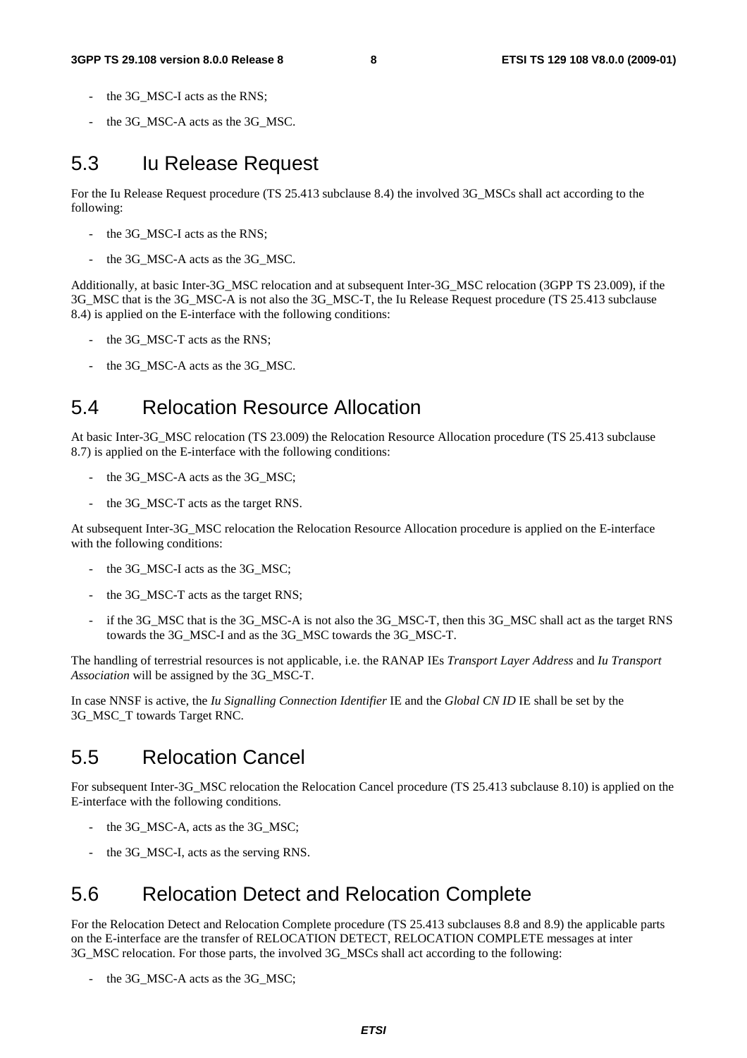- the 3G_MSC-I acts as the RNS;
- the 3G_MSC-A acts as the 3G_MSC.

## 5.3 Iu Release Request

For the Iu Release Request procedure (TS 25.413 subclause 8.4) the involved 3G_MSCs shall act according to the following:

- the 3G_MSC-I acts as the RNS;
- the 3G_MSC-A acts as the 3G_MSC.

Additionally, at basic Inter-3G_MSC relocation and at subsequent Inter-3G_MSC relocation (3GPP TS 23.009), if the 3G_MSC that is the 3G_MSC-A is not also the 3G_MSC-T, the Iu Release Request procedure (TS 25.413 subclause 8.4) is applied on the E-interface with the following conditions:

- the 3G_MSC-T acts as the RNS;
- the 3G_MSC-A acts as the 3G_MSC.

## 5.4 Relocation Resource Allocation

At basic Inter-3G_MSC relocation (TS 23.009) the Relocation Resource Allocation procedure (TS 25.413 subclause 8.7) is applied on the E-interface with the following conditions:

- the 3G_MSC-A acts as the 3G_MSC;
- the 3G_MSC-T acts as the target RNS.

At subsequent Inter-3G_MSC relocation the Relocation Resource Allocation procedure is applied on the E-interface with the following conditions:

- the 3G_MSC-I acts as the 3G_MSC;
- the 3G_MSC-T acts as the target RNS;
- if the 3G_MSC that is the 3G_MSC-A is not also the 3G_MSC-T, then this 3G_MSC shall act as the target RNS towards the 3G_MSC-I and as the 3G_MSC towards the 3G_MSC-T.

The handling of terrestrial resources is not applicable, i.e. the RANAP IEs *Transport Layer Address* and *Iu Transport Association* will be assigned by the 3G_MSC-T.

In case NNSF is active, the *Iu Signalling Connection Identifier* IE and the *Global CN ID* IE shall be set by the 3G_MSC_T towards Target RNC.

## 5.5 Relocation Cancel

For subsequent Inter-3G_MSC relocation the Relocation Cancel procedure (TS 25.413 subclause 8.10) is applied on the E-interface with the following conditions.

- the 3G_MSC-A, acts as the 3G_MSC;
- the 3G_MSC-I, acts as the serving RNS.

## 5.6 Relocation Detect and Relocation Complete

For the Relocation Detect and Relocation Complete procedure (TS 25.413 subclauses 8.8 and 8.9) the applicable parts on the E-interface are the transfer of RELOCATION DETECT, RELOCATION COMPLETE messages at inter 3G_MSC relocation. For those parts, the involved 3G_MSCs shall act according to the following:

- the 3G_MSC-A acts as the 3G_MSC;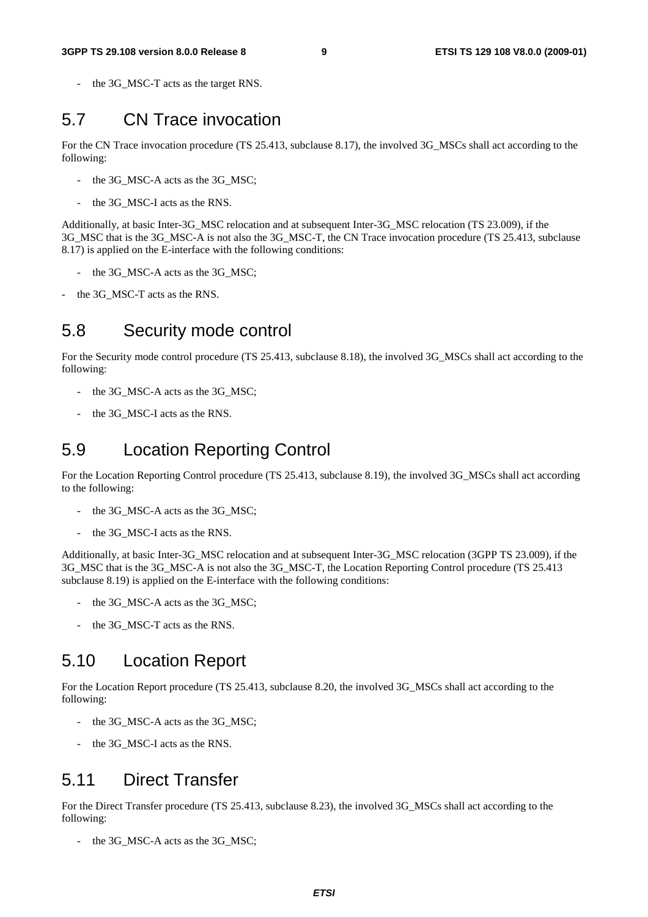- the 3G_MSC-T acts as the target RNS.

## 5.7 CN Trace invocation

For the CN Trace invocation procedure (TS 25.413, subclause 8.17), the involved 3G_MSCs shall act according to the following:

- the 3G_MSC-A acts as the 3G_MSC;
- the 3G_MSC-I acts as the RNS.

Additionally, at basic Inter-3G_MSC relocation and at subsequent Inter-3G_MSC relocation (TS 23.009), if the 3G_MSC that is the 3G_MSC-A is not also the 3G_MSC-T, the CN Trace invocation procedure (TS 25.413, subclause 8.17) is applied on the E-interface with the following conditions:

- the 3G_MSC-A acts as the 3G_MSC;
- the 3G_MSC-T acts as the RNS.

## 5.8 Security mode control

For the Security mode control procedure (TS 25.413, subclause 8.18), the involved 3G_MSCs shall act according to the following:

- the 3G_MSC-A acts as the 3G_MSC;
- the 3G_MSC-I acts as the RNS.

## 5.9 Location Reporting Control

For the Location Reporting Control procedure (TS 25.413, subclause 8.19), the involved 3G_MSCs shall act according to the following:

- the 3G_MSC-A acts as the 3G_MSC;
- the 3G_MSC-I acts as the RNS.

Additionally, at basic Inter-3G_MSC relocation and at subsequent Inter-3G_MSC relocation (3GPP TS 23.009), if the 3G_MSC that is the 3G_MSC-A is not also the 3G_MSC-T, the Location Reporting Control procedure (TS 25.413 subclause 8.19) is applied on the E-interface with the following conditions:

- the 3G_MSC-A acts as the 3G_MSC;
- the 3G_MSC-T acts as the RNS.

## 5.10 Location Report

For the Location Report procedure (TS 25.413, subclause 8.20, the involved 3G_MSCs shall act according to the following:

- the 3G_MSC-A acts as the 3G_MSC;
- the 3G_MSC-I acts as the RNS.

## 5.11 Direct Transfer

For the Direct Transfer procedure (TS 25.413, subclause 8.23), the involved 3G_MSCs shall act according to the following:

- the 3G_MSC-A acts as the 3G_MSC;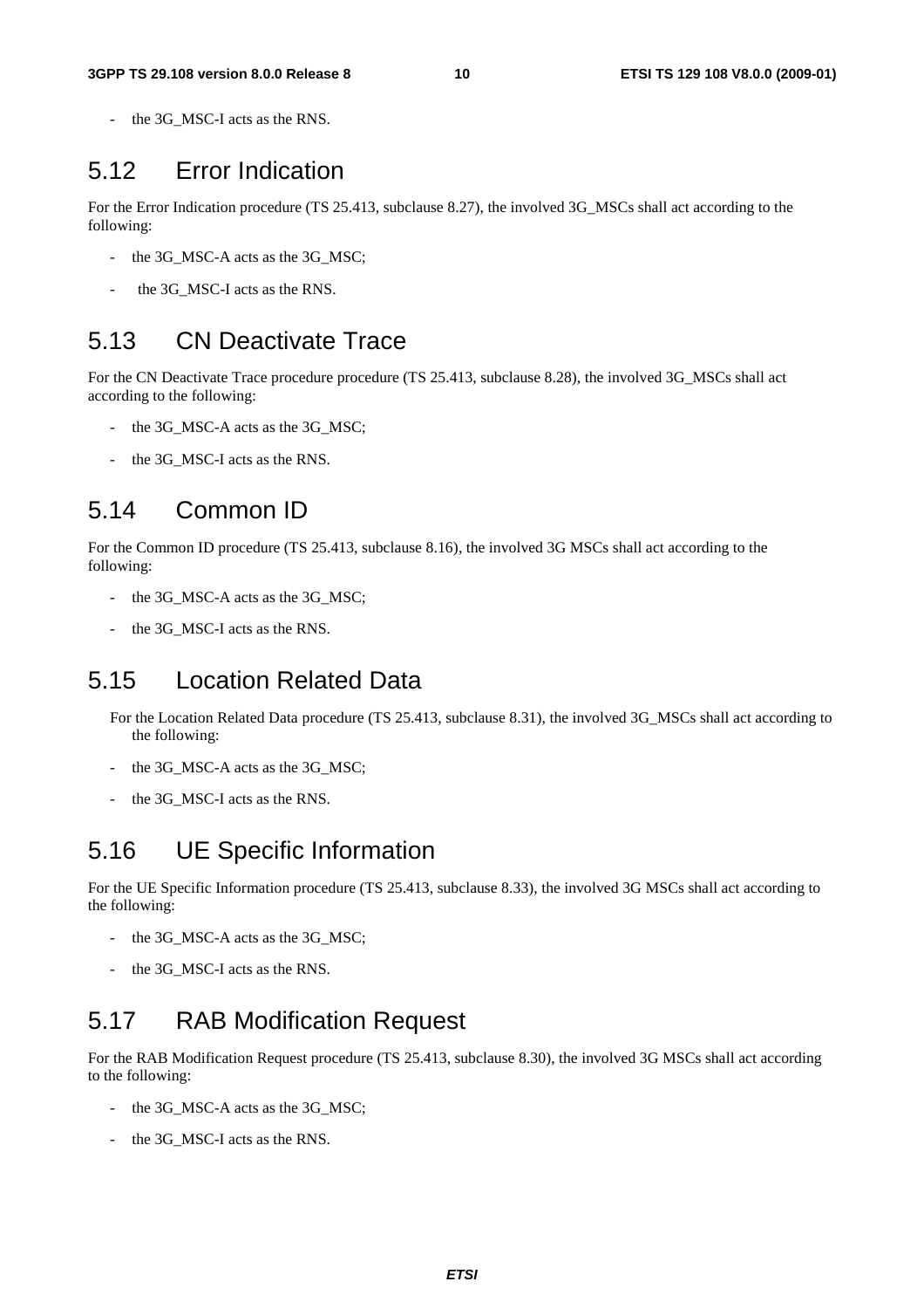- the 3G_MSC-I acts as the RNS.

## 5.12 Error Indication

For the Error Indication procedure (TS 25.413, subclause 8.27), the involved 3G_MSCs shall act according to the following:

- the 3G_MSC-A acts as the 3G_MSC;
- the 3G_MSC-I acts as the RNS.

## 5.13 CN Deactivate Trace

For the CN Deactivate Trace procedure procedure (TS 25.413, subclause 8.28), the involved 3G_MSCs shall act according to the following:

- the 3G_MSC-A acts as the 3G_MSC;
- the 3G_MSC-I acts as the RNS.

## 5.14 Common ID

For the Common ID procedure (TS 25.413, subclause 8.16), the involved 3G MSCs shall act according to the following:

- the 3G_MSC-A acts as the 3G_MSC;
- the 3G_MSC-I acts as the RNS.

## 5.15 Location Related Data

For the Location Related Data procedure (TS 25.413, subclause 8.31), the involved 3G_MSCs shall act according to the following:

- the 3G_MSC-A acts as the 3G_MSC;
- the 3G_MSC-I acts as the RNS.

## 5.16 UE Specific Information

For the UE Specific Information procedure (TS 25.413, subclause 8.33), the involved 3G MSCs shall act according to the following:

- the 3G_MSC-A acts as the 3G_MSC;
- the 3G_MSC-I acts as the RNS.

## 5.17 RAB Modification Request

For the RAB Modification Request procedure (TS 25.413, subclause 8.30), the involved 3G MSCs shall act according to the following:

- the 3G_MSC-A acts as the 3G_MSC;
- the 3G_MSC-I acts as the RNS.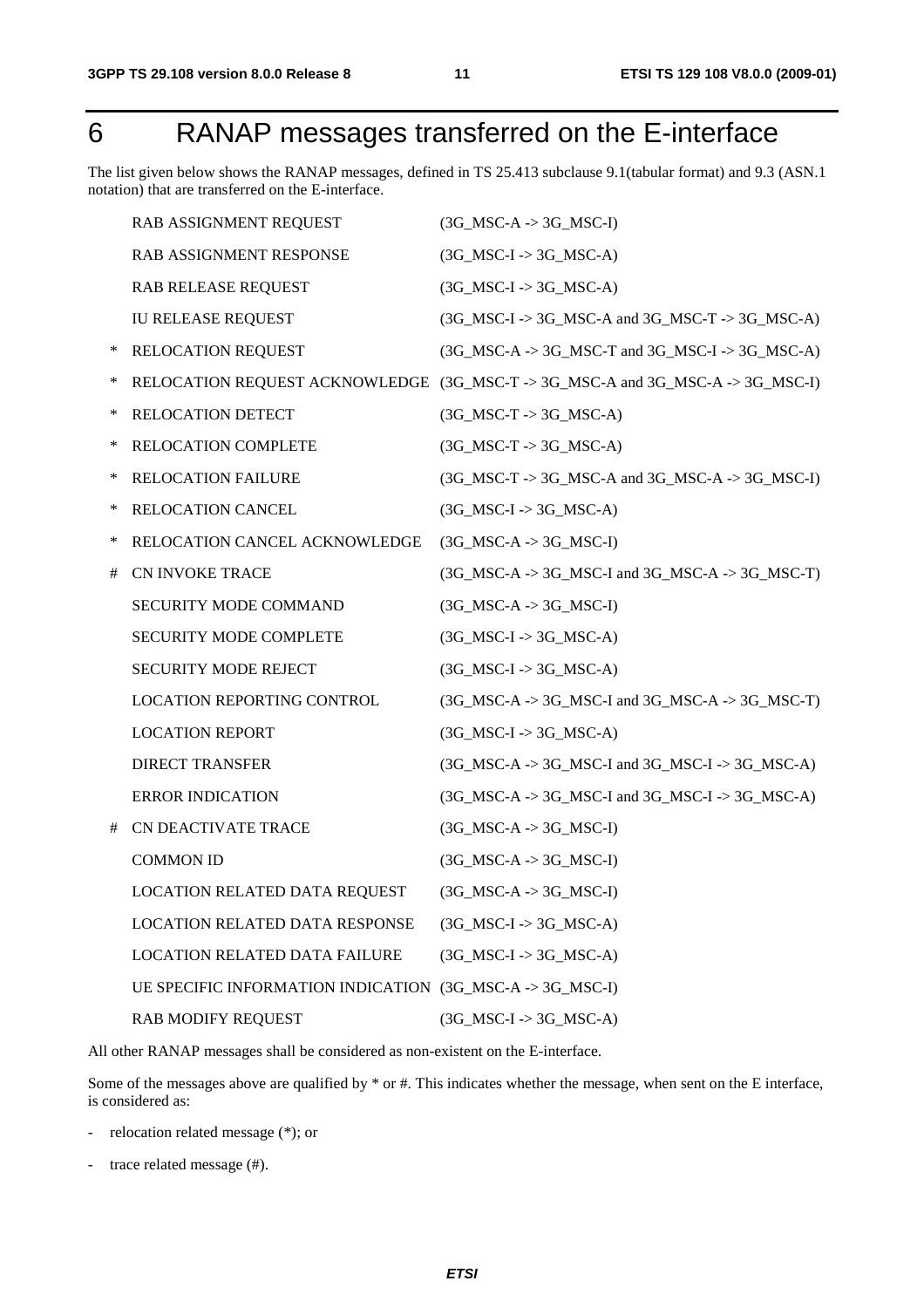# 6 RANAP messages transferred on the E-interface

The list given below shows the RANAP messages, defined in TS 25.413 subclause 9.1(tabular format) and 9.3 (ASN.1 notation) that are transferred on the E-interface.

| | Message | Direction |
|---|---|---|
| | RAB ASSIGNMENT REQUEST | (3G_MSC-A -> 3G_MSC-I) |
| | RAB ASSIGNMENT RESPONSE | (3G_MSC-I -> 3G_MSC-A) |
| | RAB RELEASE REQUEST | (3G_MSC-I -> 3G_MSC-A) |
| | IU RELEASE REQUEST | (3G_MSC-I -> 3G_MSC-A and 3G_MSC-T -> 3G_MSC-A) |
| * | RELOCATION REQUEST | (3G_MSC-A -> 3G_MSC-T and 3G_MSC-I -> 3G_MSC-A) |
| * | RELOCATION REQUEST ACKNOWLEDGE | (3G_MSC-T -> 3G_MSC-A and 3G_MSC-A -> 3G_MSC-I) |
| * | RELOCATION DETECT | (3G_MSC-T -> 3G_MSC-A) |
| * | RELOCATION COMPLETE | (3G_MSC-T -> 3G_MSC-A) |
| * | RELOCATION FAILURE | (3G_MSC-T -> 3G_MSC-A and 3G_MSC-A -> 3G_MSC-I) |
| * | RELOCATION CANCEL | (3G_MSC-I -> 3G_MSC-A) |
| * | RELOCATION CANCEL ACKNOWLEDGE | (3G_MSC-A -> 3G_MSC-I) |
| # | CN INVOKE TRACE | (3G_MSC-A -> 3G_MSC-I and 3G_MSC-A -> 3G_MSC-T) |
| | SECURITY MODE COMMAND | (3G_MSC-A -> 3G_MSC-I) |
| | SECURITY MODE COMPLETE | (3G_MSC-I -> 3G_MSC-A) |
| | SECURITY MODE REJECT | (3G_MSC-I -> 3G_MSC-A) |
| | LOCATION REPORTING CONTROL | (3G_MSC-A -> 3G_MSC-I and 3G_MSC-A -> 3G_MSC-T) |
| | LOCATION REPORT | (3G_MSC-I -> 3G_MSC-A) |
| | DIRECT TRANSFER | (3G_MSC-A -> 3G_MSC-I and 3G_MSC-I -> 3G_MSC-A) |
| | ERROR INDICATION | (3G_MSC-A -> 3G_MSC-I and 3G_MSC-I -> 3G_MSC-A) |
| # | CN DEACTIVATE TRACE | (3G_MSC-A -> 3G_MSC-I) |
| | COMMON ID | (3G_MSC-A -> 3G_MSC-I) |
| | LOCATION RELATED DATA REQUEST | (3G_MSC-A -> 3G_MSC-I) |
| | LOCATION RELATED DATA RESPONSE | (3G_MSC-I -> 3G_MSC-A) |
| | LOCATION RELATED DATA FAILURE | (3G_MSC-I -> 3G_MSC-A) |
| | UE SPECIFIC INFORMATION INDICATION | (3G_MSC-A -> 3G_MSC-I) |
| | RAB MODIFY REQUEST | (3G_MSC-I -> 3G_MSC-A) |

All other RANAP messages shall be considered as non-existent on the E-interface.

Some of the messages above are qualified by * or #. This indicates whether the message, when sent on the E interface, is considered as:

- relocation related message (*); or
- trace related message (#).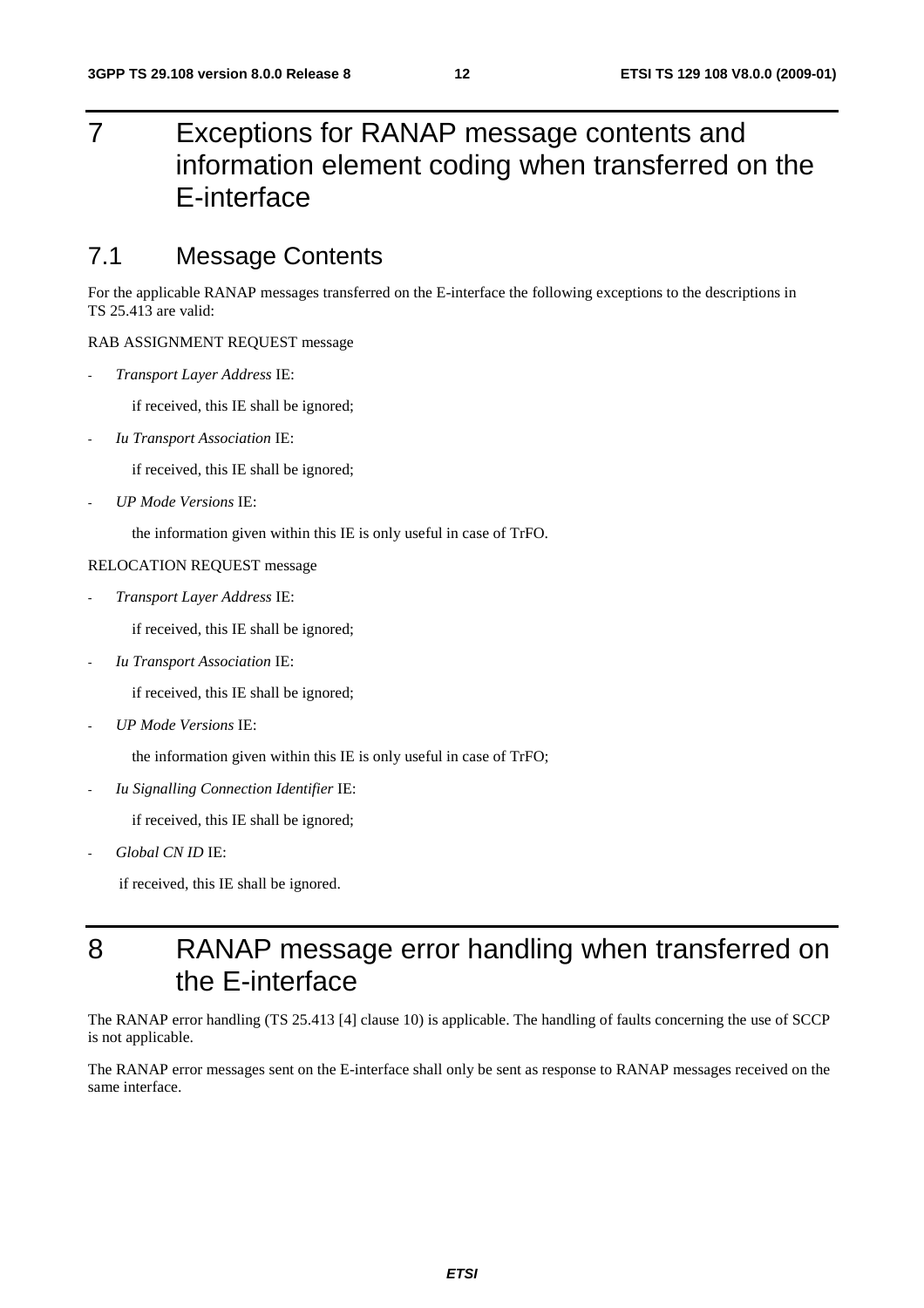# 7 Exceptions for RANAP message contents and information element coding when transferred on the E-interface

## 7.1 Message Contents

For the applicable RANAP messages transferred on the E-interface the following exceptions to the descriptions in TS 25.413 are valid:

RAB ASSIGNMENT REQUEST message

- *Transport Layer Address* IE:

  if received, this IE shall be ignored;

- *Iu Transport Association* IE:

  if received, this IE shall be ignored;

- *UP Mode Versions* IE:

  the information given within this IE is only useful in case of TrFO.

RELOCATION REQUEST message

- *Transport Layer Address* IE:

  if received, this IE shall be ignored;

- *Iu Transport Association* IE:

  if received, this IE shall be ignored;

- *UP Mode Versions* IE:

  the information given within this IE is only useful in case of TrFO;

- *Iu Signalling Connection Identifier* IE:

  if received, this IE shall be ignored;

- *Global CN ID* IE:

  if received, this IE shall be ignored.

# 8 RANAP message error handling when transferred on the E-interface

The RANAP error handling (TS 25.413 [4] clause 10) is applicable. The handling of faults concerning the use of SCCP is not applicable.

The RANAP error messages sent on the E-interface shall only be sent as response to RANAP messages received on the same interface.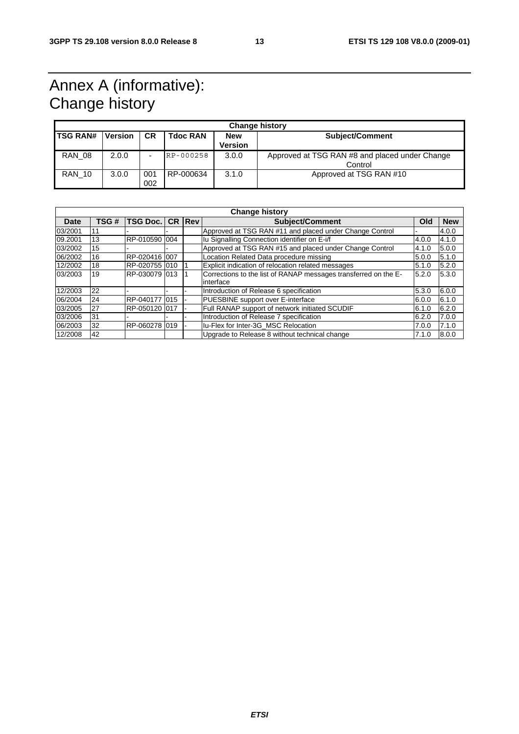# Annex A (informative): Change history

| Change history | | | | | |
|---|---|---|---|---|---|
| **TSG RAN#** | **Version** | **CR** | **Tdoc RAN** | **New Version** | **Subject/Comment** |
| RAN_08 | 2.0.0 | - | RP-000258 | 3.0.0 | Approved at TSG RAN #8 and placed under Change Control |
| RAN_10 | 3.0.0 | 001 002 | RP-000634 | 3.1.0 | Approved at TSG RAN #10 |

| Change history | | | | | | | |
|---|---|---|---|---|---|---|---|
| **Date** | **TSG #** | **TSG Doc.** | **CR** | **Rev** | **Subject/Comment** | **Old** | **New** |
| 03/2001 | 11 | - | - | | Approved at TSG RAN #11 and placed under Change Control | - | 4.0.0 |
| 09.2001 | 13 | RP-010590 | 004 | | Iu Signalling Connection identifier on E-i/f | 4.0.0 | 4.1.0 |
| 03/2002 | 15 | - | - | | Approved at TSG RAN #15 and placed under Change Control | 4.1.0 | 5.0.0 |
| 06/2002 | 16 | RP-020416 | 007 | | Location Related Data procedure missing | 5.0.0 | 5.1.0 |
| 12/2002 | 18 | RP-020755 | 010 | 1 | Explicit indication of relocation related messages | 5.1.0 | 5.2.0 |
| 03/2003 | 19 | RP-030079 | 013 | 1 | Corrections to the list of RANAP messages transferred on the E-interface | 5.2.0 | 5.3.0 |
| 12/2003 | 22 | - | - | - | Introduction of Release 6 specification | 5.3.0 | 6.0.0 |
| 06/2004 | 24 | RP-040177 | 015 | - | PUESBINE support over E-interface | 6.0.0 | 6.1.0 |
| 03/2005 | 27 | RP-050120 | 017 | - | Full RANAP support of network initiated SCUDIF | 6.1.0 | 6.2.0 |
| 03/2006 | 31 | - | - | - | Introduction of Release 7 specification | 6.2.0 | 7.0.0 |
| 06/2003 | 32 | RP-060278 | 019 | - | Iu-Flex for Inter-3G_MSC Relocation | 7.0.0 | 7.1.0 |
| 12/2008 | 42 | | | | Upgrade to Release 8 without technical change | 7.1.0 | 8.0.0 |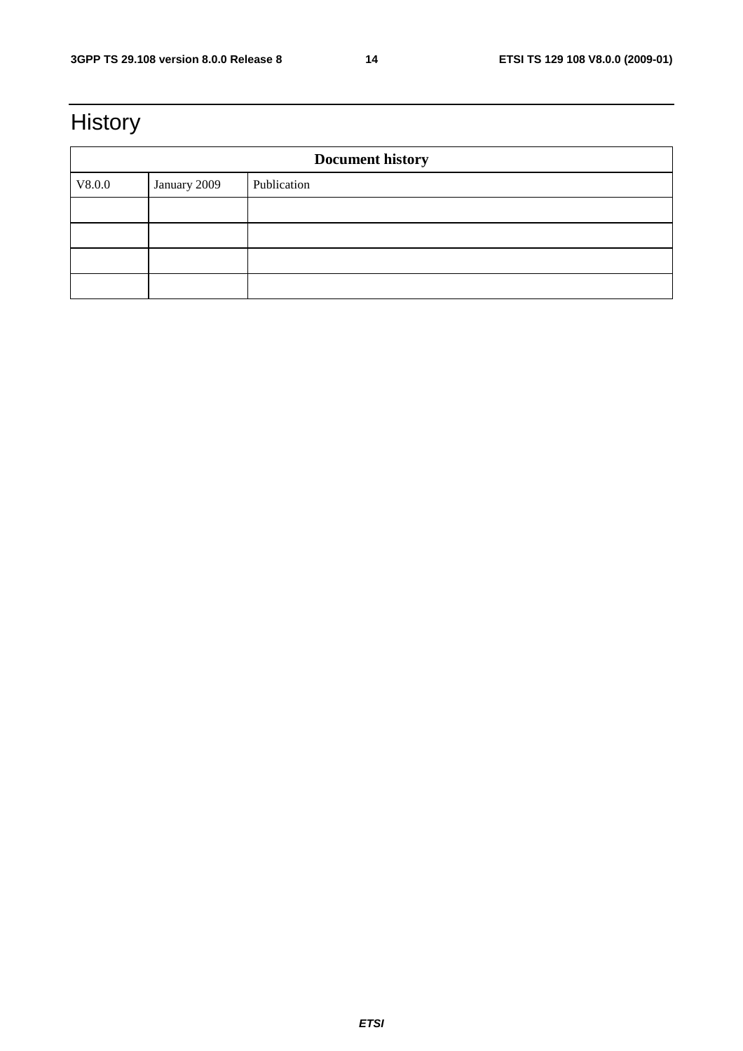# History

| Document history | | |
|---|---|---|
| V8.0.0 | January 2009 | Publication |
| | | |
| | | |
| | | |
| | | |